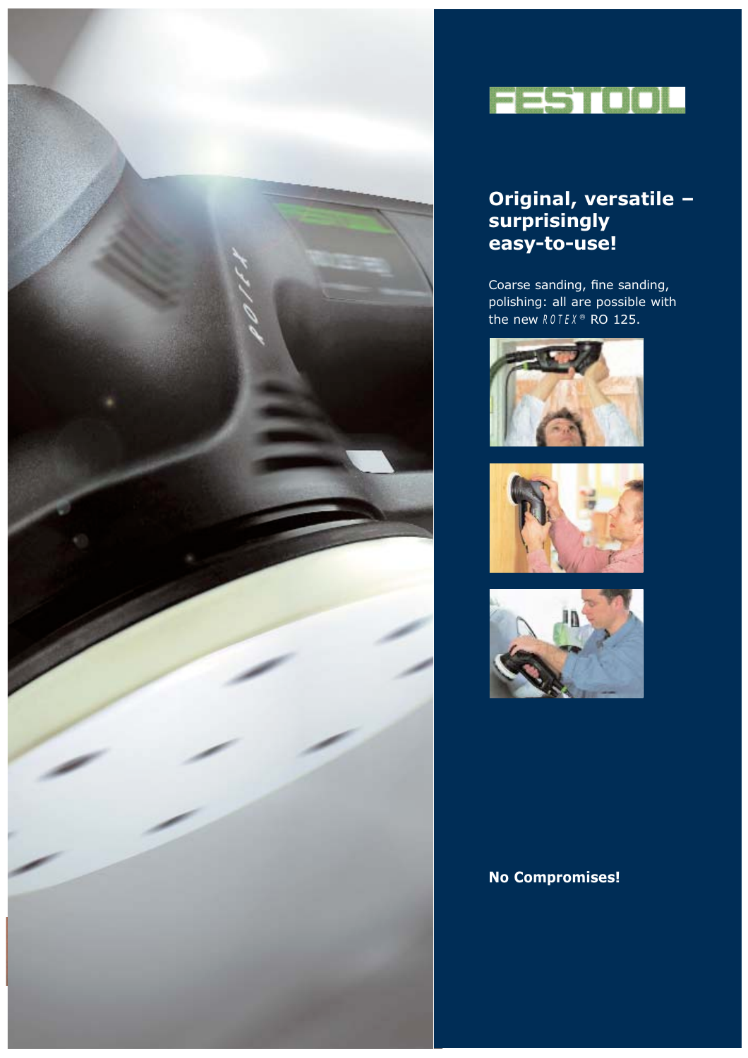FESTOOL

## Original, versatile – surprisingly easy-to-use!

Coarse sanding, fine sanding, polishing: all are possible with the new ROTEX® RO 125.

**No Compromises!**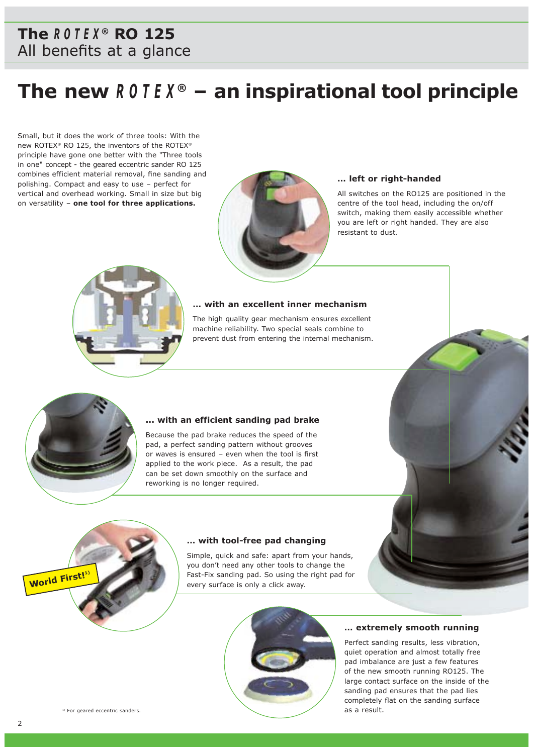# The ROTEX® RO 125

All benefits at a glance

## The new ROTEX® – an inspirational tool principle

Small, but it does the work of three tools: With the new ROTEX® RO 125, the inventors of the ROTEX® principle have gone one better with the "Three tools in one" concept - the geared eccentric sander RO 125 combines efficient material removal, fine sanding and polishing. Compact and easy to use – perfect for vertical and overhead working. Small in size but big on versatility – **one tool for three applications.**

### … left or right-handed

All switches on the RO125 are positioned in the centre of the tool head, including the on/off switch, making them easily accessible whether you are left or right handed. They are also resistant to dust.

### … with an excellent inner mechanism

The high quality gear mechanism ensures excellent machine reliability. Two special seals combine to prevent dust from entering the internal mechanism.

### … with an efficient sanding pad brake

Because the pad brake reduces the speed of the pad, a perfect sanding pattern without grooves or waves is ensured – even when the tool is first applied to the work piece. As a result, the pad can be set down smoothly on the surface and reworking is no longer required.

### … with tool-free pad changing

World First![1)]

Simple, quick and safe: apart from your hands, you don't need any other tools to change the Fast-Fix sanding pad. So using the right pad for every surface is only a click away.

### … extremely smooth running

Perfect sanding results, less vibration, quiet operation and almost totally free pad imbalance are just a few features of the new smooth running RO125. The large contact surface on the inside of the sanding pad ensures that the pad lies completely flat on the sanding surface as a result.

[1)] For geared eccentric sanders.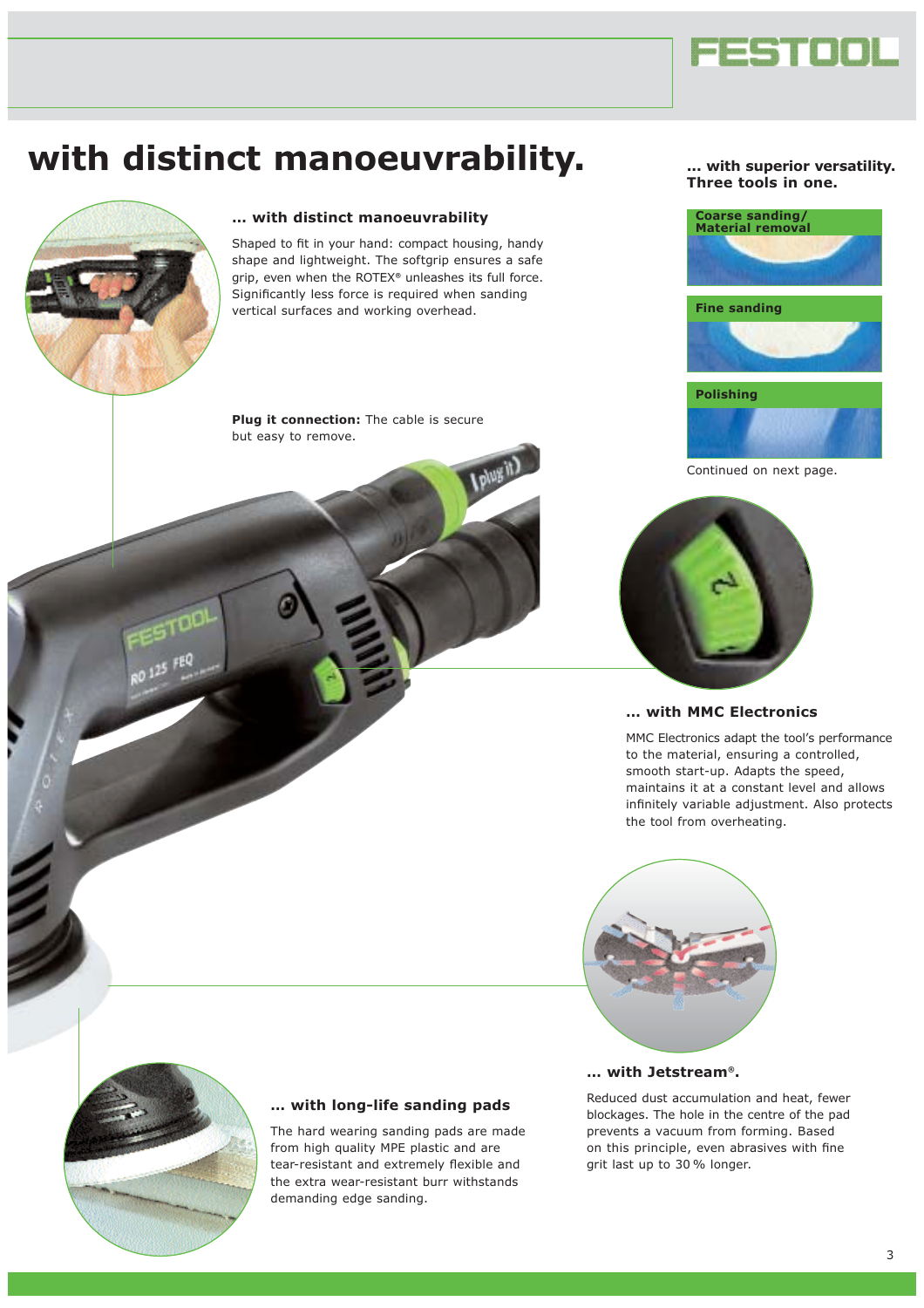# with distinct manoeuvrability.

### … with distinct manoeuvrability

Shaped to fit in your hand: compact housing, handy shape and lightweight. The softgrip ensures a safe grip, even when the ROTEX® unleashes its full force. Significantly less force is required when sanding vertical surfaces and working overhead.

**Plug it connection:** The cable is secure but easy to remove.

### … with superior versatility. Three tools in one.

**Coarse sanding/ Material removal**

**Fine sanding**

**Polishing**

Continued on next page.

### … with MMC Electronics

MMC Electronics adapt the tool's performance to the material, ensuring a controlled, smooth start-up. Adapts the speed, maintains it at a constant level and allows infinitely variable adjustment. Also protects the tool from overheating.

### … with long-life sanding pads

The hard wearing sanding pads are made from high quality MPE plastic and are tear-resistant and extremely flexible and the extra wear-resistant burr withstands demanding edge sanding.

### … with Jetstream®.

Reduced dust accumulation and heat, fewer blockages. The hole in the centre of the pad prevents a vacuum from forming. Based on this principle, even abrasives with fine grit last up to 30 % longer.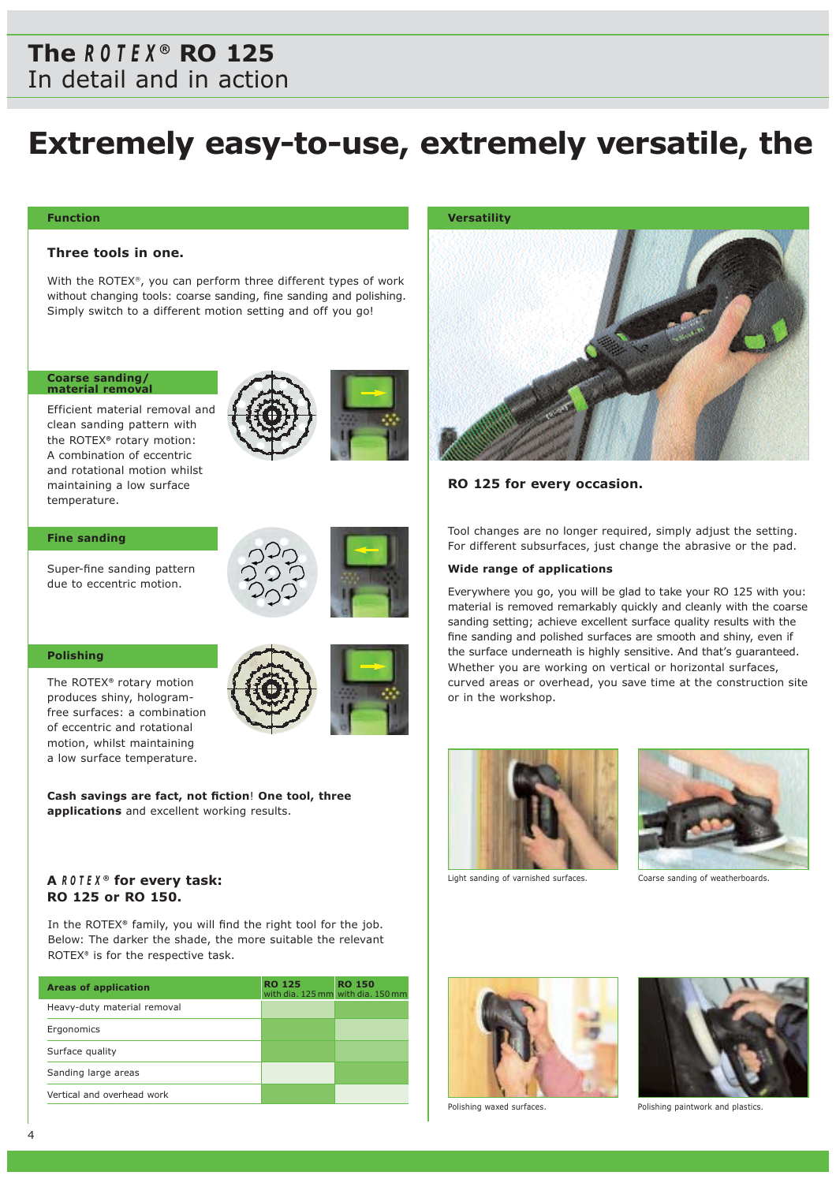# The ROTEX® RO 125
In detail and in action

# Extremely easy-to-use, extremely versatile, the

## Function

### Three tools in one.

With the ROTEX®, you can perform three different types of work without changing tools: coarse sanding, fine sanding and polishing. Simply switch to a different motion setting and off you go!

#### Coarse sanding/ material removal

Efficient material removal and clean sanding pattern with the ROTEX® rotary motion: A combination of eccentric and rotational motion whilst maintaining a low surface temperature.

#### Fine sanding

Super-fine sanding pattern due to eccentric motion.

#### Polishing

The ROTEX® rotary motion produces shiny, hologram-free surfaces: a combination of eccentric and rotational motion, whilst maintaining a low surface temperature.

**Cash savings are fact, not fiction**! **One tool, three applications** and excellent working results.

### A ROTEX® for every task: RO 125 or RO 150.

In the ROTEX® family, you will find the right tool for the job. Below: The darker the shade, the more suitable the relevant ROTEX® is for the respective task.

| Areas of application | RO 125 with dia. 125 mm | RO 150 with dia. 150 mm |
|---|---|---|
| Heavy-duty material removal | | |
| Ergonomics | | |
| Surface quality | | |
| Sanding large areas | | |
| Vertical and overhead work | | |

## Versatility

### RO 125 for every occasion.

Tool changes are no longer required, simply adjust the setting. For different subsurfaces, just change the abrasive or the pad.

**Wide range of applications**

Everywhere you go, you will be glad to take your RO 125 with you: material is removed remarkably quickly and cleanly with the coarse sanding setting; achieve excellent surface quality results with the fine sanding and polished surfaces are smooth and shiny, even if the surface underneath is highly sensitive. And that's guaranteed. Whether you are working on vertical or horizontal surfaces, curved areas or overhead, you save time at the construction site or in the workshop.

Light sanding of varnished surfaces.

Coarse sanding of weatherboards.

Polishing waxed surfaces.

Polishing paintwork and plastics.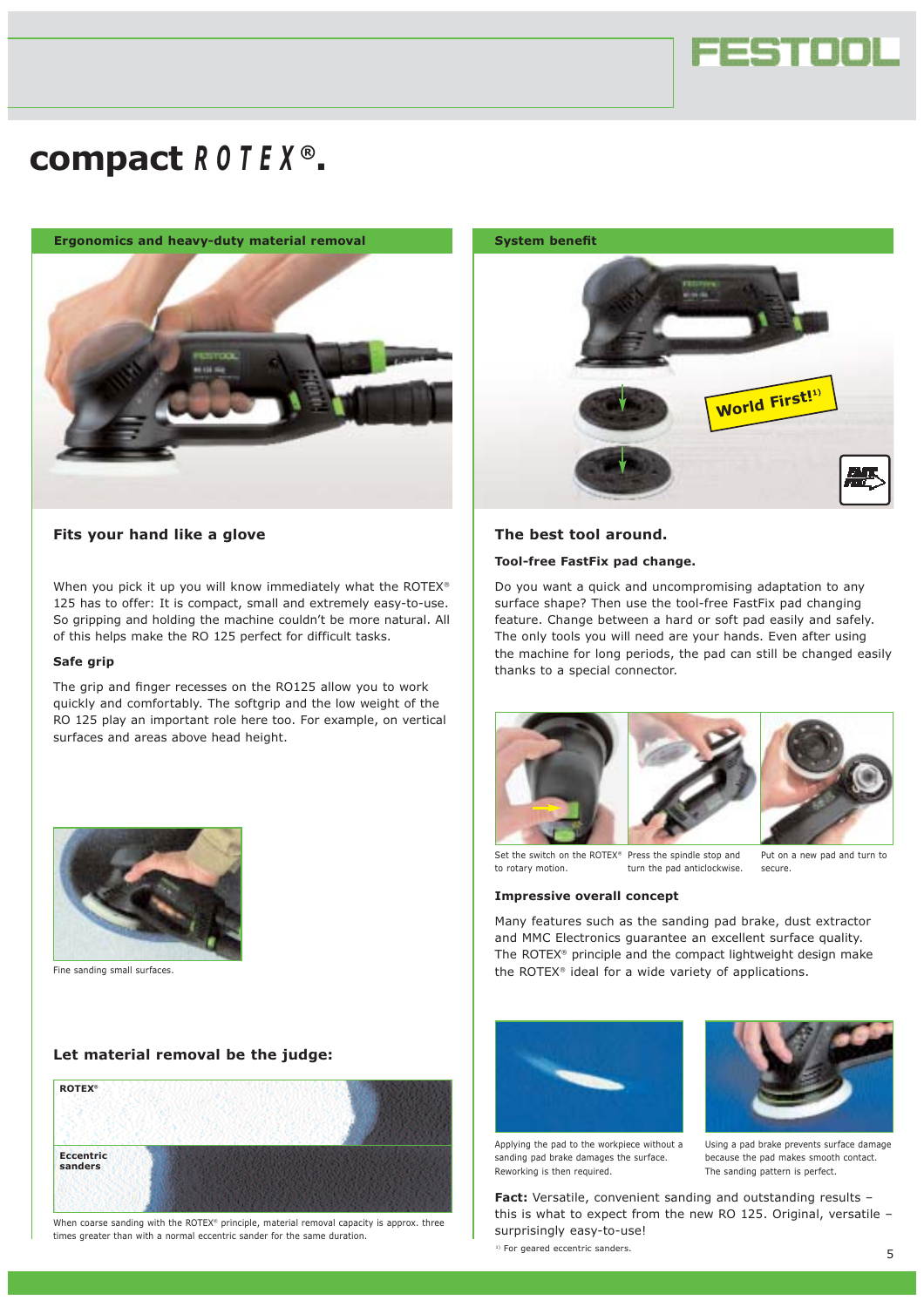# compact ROTEX®.

## Ergonomics and heavy-duty material removal

### Fits your hand like a glove

When you pick it up you will know immediately what the ROTEX® 125 has to offer: It is compact, small and extremely easy-to-use. So gripping and holding the machine couldn't be more natural. All of this helps make the RO 125 perfect for difficult tasks.

**Safe grip**

The grip and finger recesses on the RO125 allow you to work quickly and comfortably. The softgrip and the low weight of the RO 125 play an important role here too. For example, on vertical surfaces and areas above head height.

Fine sanding small surfaces.

### Let material removal be the judge:

ROTEX®

Eccentric sanders

When coarse sanding with the ROTEX® principle, material removal capacity is approx. three times greater than with a normal eccentric sander for the same duration.

## System benefit

World First![1)]

### The best tool around.

**Tool-free FastFix pad change.**

Do you want a quick and uncompromising adaptation to any surface shape? Then use the tool-free FastFix pad changing feature. Change between a hard or soft pad easily and safely. The only tools you will need are your hands. Even after using the machine for long periods, the pad can still be changed easily thanks to a special connector.

Set the switch on the ROTEX® to rotary motion.

Press the spindle stop and turn the pad anticlockwise.

Put on a new pad and turn to secure.

**Impressive overall concept**

Many features such as the sanding pad brake, dust extractor and MMC Electronics guarantee an excellent surface quality. The ROTEX® principle and the compact lightweight design make the ROTEX® ideal for a wide variety of applications.

Applying the pad to the workpiece without a sanding pad brake damages the surface. Reworking is then required.

Using a pad brake prevents surface damage because the pad makes smooth contact. The sanding pattern is perfect.

**Fact:** Versatile, convenient sanding and outstanding results – this is what to expect from the new RO 125. Original, versatile – surprisingly easy-to-use!

[1)] For geared eccentric sanders.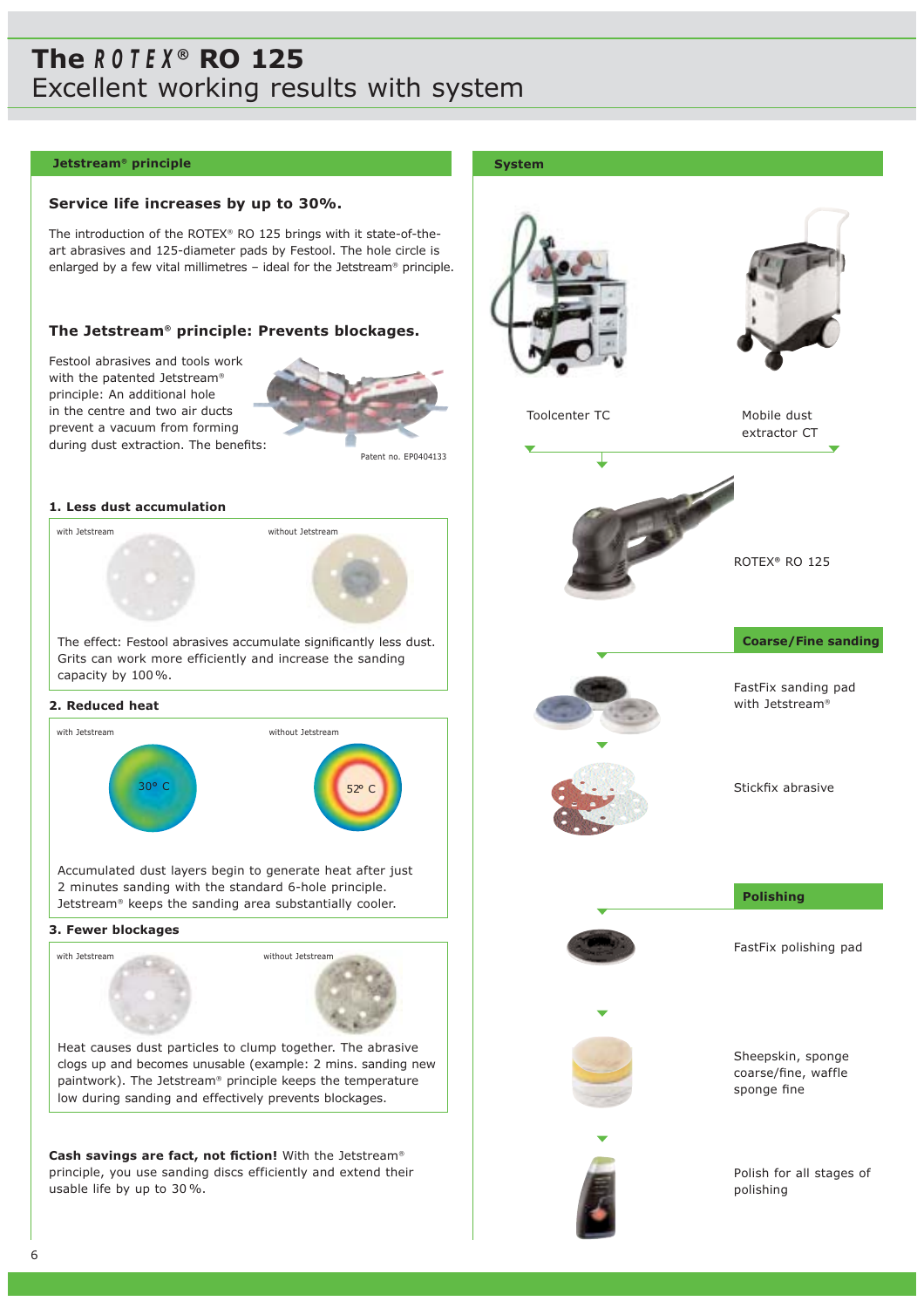# The ROTEX® RO 125
## Excellent working results with system

### Jetstream® principle

**Service life increases by up to 30%.**

The introduction of the ROTEX® RO 125 brings with it state-of-the-art abrasives and 125-diameter pads by Festool. The hole circle is enlarged by a few vital millimetres – ideal for the Jetstream® principle.

**The Jetstream® principle: Prevents blockages.**

Festool abrasives and tools work with the patented Jetstream® principle: An additional hole in the centre and two air ducts prevent a vacuum from forming during dust extraction. The benefits:

Patent no. EP0404133

**1. Less dust accumulation**

with Jetstream | without Jetstream

The effect: Festool abrasives accumulate significantly less dust. Grits can work more efficiently and increase the sanding capacity by 100 %.

**2. Reduced heat**

with Jetstream: 30° C | without Jetstream: 52° C

Accumulated dust layers begin to generate heat after just 2 minutes sanding with the standard 6-hole principle. Jetstream® keeps the sanding area substantially cooler.

**3. Fewer blockages**

with Jetstream | without Jetstream

Heat causes dust particles to clump together. The abrasive clogs up and becomes unusable (example: 2 mins. sanding new paintwork). The Jetstream® principle keeps the temperature low during sanding and effectively prevents blockages.

**Cash savings are fact, not fiction!** With the Jetstream® principle, you use sanding discs efficiently and extend their usable life by up to 30 %.

### System

Toolcenter TC

Mobile dust extractor CT

ROTEX® RO 125

**Coarse/Fine sanding**

FastFix sanding pad with Jetstream®

Stickfix abrasive

**Polishing**

FastFix polishing pad

Sheepskin, sponge coarse/fine, waffle sponge fine

Polish for all stages of polishing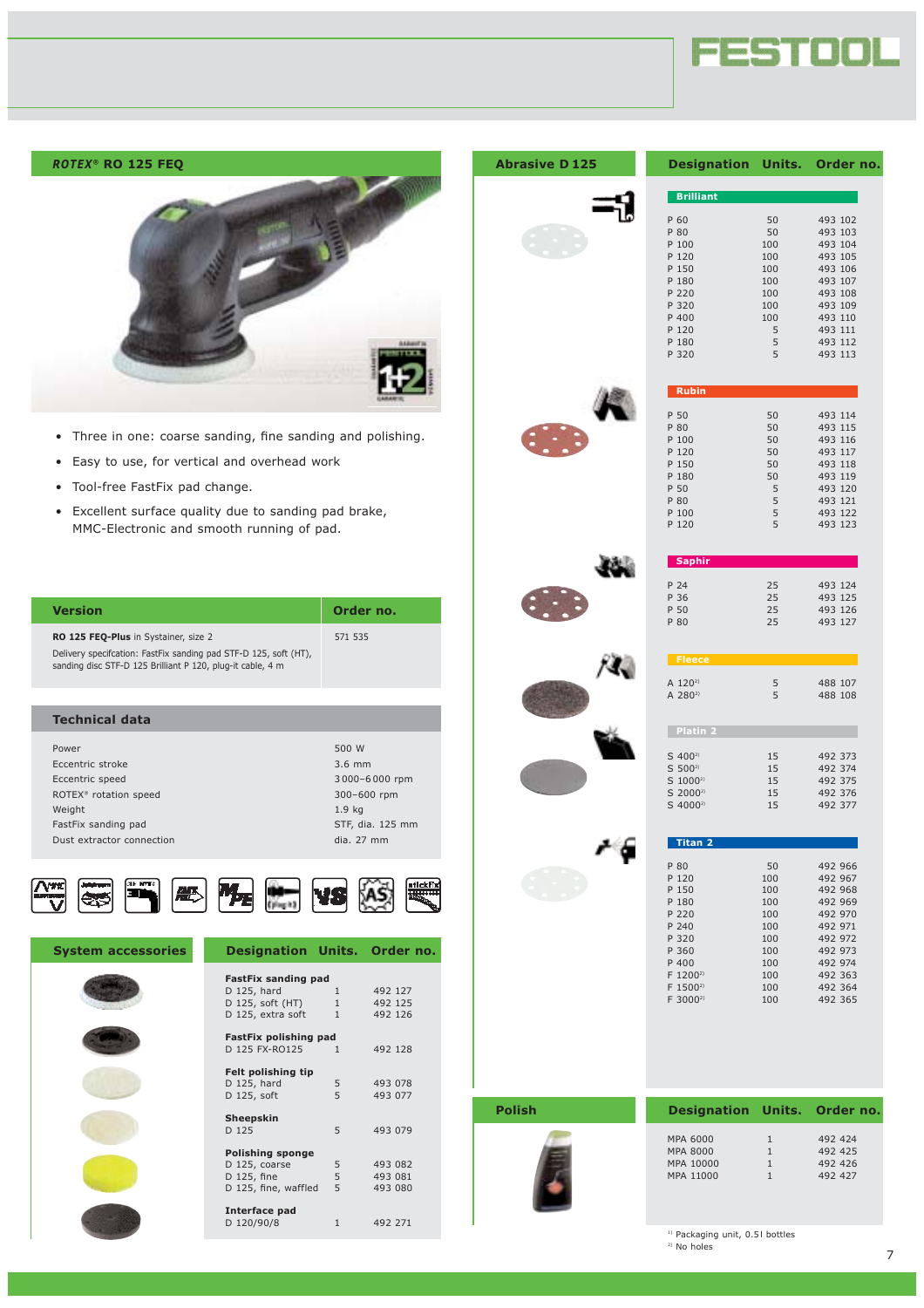## *ROTEX®* RO 125 FEQ

- Three in one: coarse sanding, fine sanding and polishing.
- Easy to use, for vertical and overhead work
- Tool-free FastFix pad change.
- Excellent surface quality due to sanding pad brake, MMC-Electronic and smooth running of pad.

| Version | Order no. |
|---|---|
| **RO 125 FEQ-Plus** in Systainer, size 2<br>Delivery specifcation: FastFix sanding pad STF-D 125, soft (HT), sanding disc STF-D 125 Brilliant P 120, plug-it cable, 4 m | 571 535 |

### Technical data

| | |
|---|---|
| Power | 500 W |
| Eccentric stroke | 3.6 mm |
| Eccentric speed | 3 000–6 000 rpm |
| ROTEX® rotation speed | 300–600 rpm |
| Weight | 1.9 kg |
| FastFix sanding pad | STF, dia. 125 mm |
| Dust extractor connection | dia. 27 mm |

### System accessories

| Designation | Units. | Order no. |
|---|---|---|
| **FastFix sanding pad** | | |
| D 125, hard | 1 | 492 127 |
| D 125, soft (HT) | 1 | 492 125 |
| D 125, extra soft | 1 | 492 126 |
| **FastFix polishing pad** | | |
| D 125 FX-RO125 | 1 | 492 128 |
| **Felt polishing tip** | | |
| D 125, hard | 5 | 493 078 |
| D 125, soft | 5 | 493 077 |
| **Sheepskin** | | |
| D 125 | 5 | 493 079 |
| **Polishing sponge** | | |
| D 125, coarse | 5 | 493 082 |
| D 125, fine | 5 | 493 081 |
| D 125, fine, waffled | 5 | 493 080 |
| **Interface pad** | | |
| D 120/90/8 | 1 | 492 271 |

### Abrasive D 125

| Designation | Units. | Order no. |
|---|---|---|
| **Brilliant** | | |
| P 60 | 50 | 493 102 |
| P 80 | 50 | 493 103 |
| P 100 | 100 | 493 104 |
| P 120 | 100 | 493 105 |
| P 150 | 100 | 493 106 |
| P 180 | 100 | 493 107 |
| P 220 | 100 | 493 108 |
| P 320 | 100 | 493 109 |
| P 400 | 100 | 493 110 |
| P 120 | 5 | 493 111 |
| P 180 | 5 | 493 112 |
| P 320 | 5 | 493 113 |
| **Rubin** | | |
| P 50 | 50 | 493 114 |
| P 80 | 50 | 493 115 |
| P 100 | 50 | 493 116 |
| P 120 | 50 | 493 117 |
| P 150 | 50 | 493 118 |
| P 180 | 50 | 493 119 |
| P 50 | 5 | 493 120 |
| P 80 | 5 | 493 121 |
| P 100 | 5 | 493 122 |
| P 120 | 5 | 493 123 |
| **Saphir** | | |
| P 24 | 25 | 493 124 |
| P 36 | 25 | 493 125 |
| P 50 | 25 | 493 126 |
| P 80 | 25 | 493 127 |
| **Fleece** | | |
| A 120[2] | 5 | 488 107 |
| A 280[2] | 5 | 488 108 |
| **Platin 2** | | |
| S 400[2] | 15 | 492 373 |
| S 500[2] | 15 | 492 374 |
| S 1000[2] | 15 | 492 375 |
| S 2000[2] | 15 | 492 376 |
| S 4000[2] | 15 | 492 377 |
| **Titan 2** | | |
| P 80 | 50 | 492 966 |
| P 120 | 100 | 492 967 |
| P 150 | 100 | 492 968 |
| P 180 | 100 | 492 969 |
| P 220 | 100 | 492 970 |
| P 240 | 100 | 492 971 |
| P 320 | 100 | 492 972 |
| P 360 | 100 | 492 973 |
| P 400 | 100 | 492 974 |
| F 1200[2] | 100 | 492 363 |
| F 1500[2] | 100 | 492 364 |
| F 3000[2] | 100 | 492 365 |

### Polish

| Designation | Units. | Order no. |
|---|---|---|
| MPA 6000 | 1 | 492 424 |
| MPA 8000 | 1 | 492 425 |
| MPA 10000 | 1 | 492 426 |
| MPA 11000 | 1 | 492 427 |

[1] Packaging unit, 0.5l bottles
[2] No holes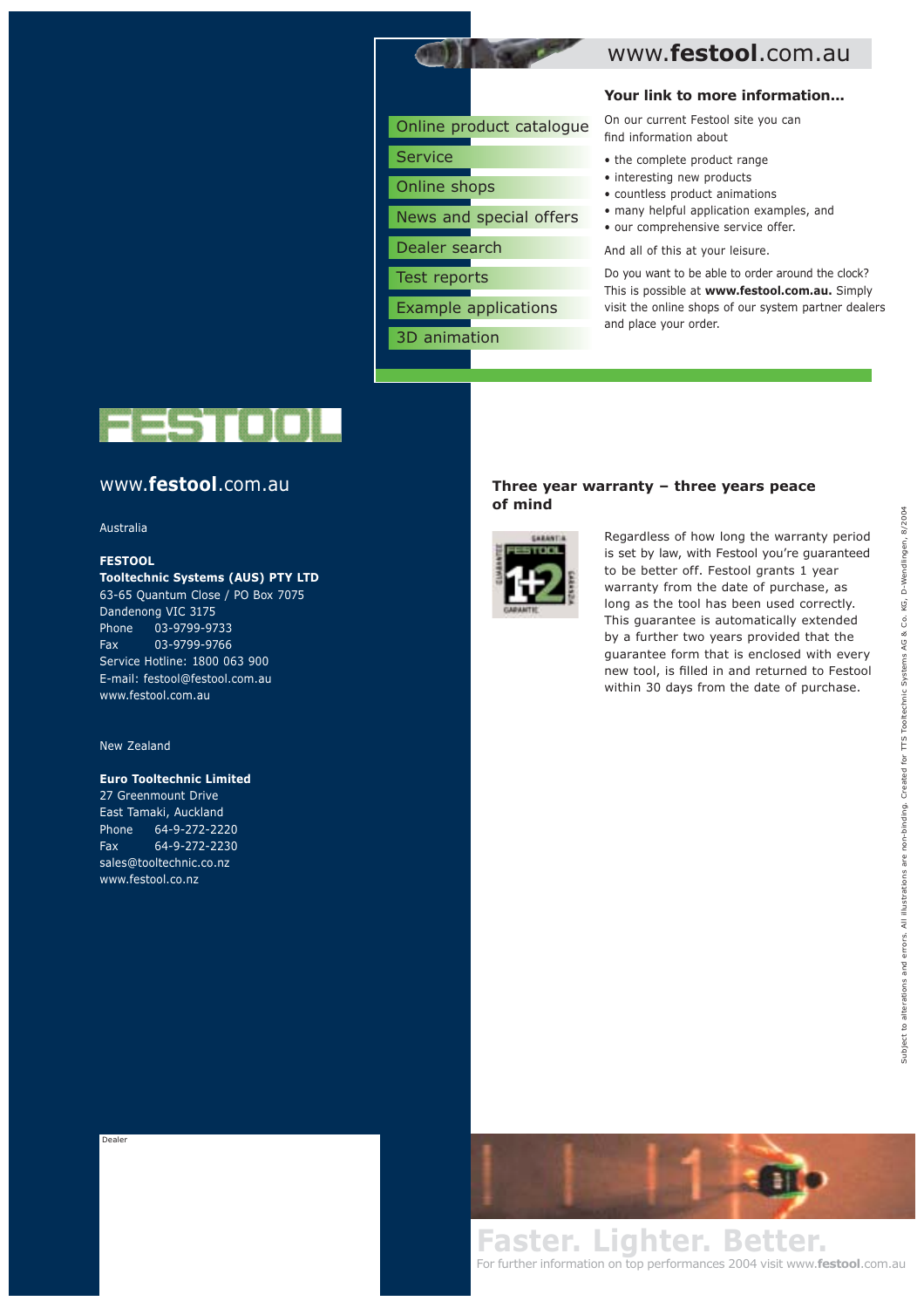www.**festool**.com.au

## Your link to more information...

- Online product catalogue
- Service
- Online shops
- News and special offers
- Dealer search
- Test reports
- Example applications
- 3D animation

On our current Festool site you can find information about

- the complete product range
- interesting new products
- countless product animations
- many helpful application examples, and
- our comprehensive service offer.

And all of this at your leisure.

Do you want to be able to order around the clock? This is possible at **www.festool.com.au.** Simply visit the online shops of our system partner dealers and place your order.

FESTOOL

www.**festool**.com.au

Australia

**FESTOOL**
**Tooltechnic Systems (AUS) PTY LTD**
63-65 Quantum Close / PO Box 7075
Dandenong VIC 3175
Phone 03-9799-9733
Fax 03-9799-9766
Service Hotline: 1800 063 900
E-mail: festool@festool.com.au
www.festool.com.au

New Zealand

**Euro Tooltechnic Limited**
27 Greenmount Drive
East Tamaki, Auckland
Phone 64-9-272-2220
Fax 64-9-272-2230
sales@tooltechnic.co.nz
www.festool.co.nz

## Three year warranty – three years peace of mind

Regardless of how long the warranty period is set by law, with Festool you're guaranteed to be better off. Festool grants 1 year warranty from the date of purchase, as long as the tool has been used correctly. This guarantee is automatically extended by a further two years provided that the guarantee form that is enclosed with every new tool, is filled in and returned to Festool within 30 days from the date of purchase.

Dealer

**Faster. Lighter. Better.**
For further information on top performances 2004 visit www.**festool**.com.au

Subject to alterations and errors. All illustrations are non-binding. Created for TTS Tooltechnic Systems AG & Co. KG, D-Wendlingen, 8/2004